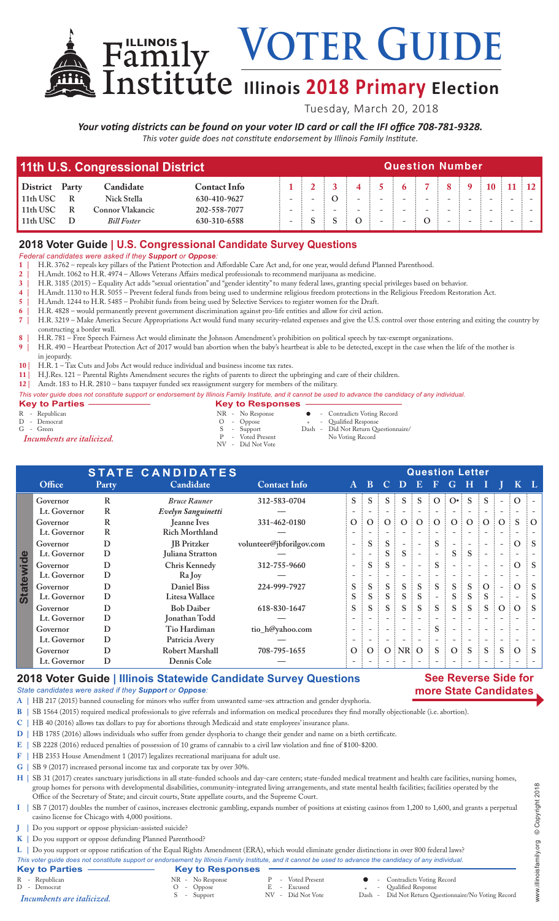# Illinois Family Institute VOTER GUIDE

## Illinois 2018 Primary Election

Tuesday, March 20, 2018

***Your voting districts can be found on your voter ID card or call the IFI office 708-781-9328.***

*This voter guide does not constitute endorsement by Illinois Family Institute.*

| 11th U.S. Congressional District | | | | Question Number | | | | | | | | | | | |
|---|---|---|---|---|---|---|---|---|---|---|---|---|---|---|---|
| **District** | **Party** | **Candidate** | **Contact Info** | **1** | **2** | **3** | **4** | **5** | **6** | **7** | **8** | **9** | **10** | **11** | **12** |
| 11th USC | R | Nick Stella | 630-410-9627 | - | - | O | - | - | - | - | - | - | - | - | - |
| 11th USC | R | Connor Vlakancic | 202-558-7077 | - | - | - | - | - | - | - | - | - | - | - | - |
| 11th USC | D | *Bill Foster* | 630-310-6588 | - | S | S | O | - | - | O | - | - | - | - | - |

## 2018 Voter Guide | U.S. Congressional Candidate Survey Questions

*Federal candidates were asked if they **Support** or **Oppose**:*

1 | H.R. 3762 – repeals key pillars of the Patient Protection and Affordable Care Act and, for one year, would defund Planned Parenthood.
2 | H.Amdt. 1062 to H.R. 4974 – Allows Veterans Affairs medical professionals to recommend marijuana as medicine.
3 | H.R. 3185 (2015) – Equality Act adds "sexual orientation" and "gender identity" to many federal laws, granting special privileges based on behavior.
4 | H.Amdt. 1130 to H.R. 5055 – Prevent federal funds from being used to undermine religious freedom protections in the Religious Freedom Restoration Act.
5 | H.Amdt. 1244 to H.R. 5485 – Prohibit funds from being used by Selective Services to register women for the Draft.
6 | H.R. 4828 – would permanently prevent government discrimination against pro-life entities and allow for civil action.
7 | H.R. 3219 – Make America Secure Appropriations Act would fund many security-related expenses and give the U.S. control over those entering and exiting the country by constructing a border wall.
8 | H.R. 781 – Free Speech Fairness Act would eliminate the Johnson Amendment's prohibition on political speech by tax-exempt organizations.
9 | H.R. 490 – Heartbeat Protection Act of 2017 would ban abortion when the baby's heartbeat is able to be detected, except in the case when the life of the mother is in jeopardy.
10 | H.R. 1 – Tax Cuts and Jobs Act would reduce individual and business income tax rates.
11 | H.J.Res. 121 – Parental Rights Amendment secures the rights of parents to direct the upbringing and care of their children.
12 | Amdt. 183 to H.R. 2810 – bans taxpayer funded sex reassignment surgery for members of the military.

*This voter guide does not constitute support or endorsement by Illinois Family Institute, and it cannot be used to advance the candidacy of any individual.*

**Key to Parties**
R - Republican
D - Democrat
G - Green

*Incumbents are italicized.*

**Key to Responses**
NR - No Response
O - Oppose
S - Support
P - Voted Present
NV - Did Not Vote
● - Contradicts Voting Record
* - Qualified Response
Dash - Did Not Return Questionnaire/ No Voting Record

| STATE CANDIDATES | | | | | | | | | Question Letter | | | | | | | |
|---|---|---|---|---|---|---|---|---|---|---|---|---|---|---|---|---|
| **Office** | **Party** | **Candidate** | **Contact Info** | **A** | **B** | **C** | **D** | **E** | **F** | **G** | **H** | **I** | **J** | **K** | **L** |
| Governor | R | *Bruce Rauner* | 312-583-0704 | S | S | S | S | S | O | O● | S | S | - | O | - |
| Lt. Governor | R | *Evelyn Sanguinetti* | — | - | - | - | - | - | - | - | - | - | - | - | - |
| Governor | R | Jeanne Ives | 331-462-0180 | O | O | O | O | O | O | O | O | O | O | S | O |
| Lt. Governor | R | Rich Morthland | — | - | - | - | - | - | - | - | - | - | - | - | - |
| Governor | D | JB Pritzker | volunteer@jbforilgov.com | - | S | S | - | - | S | - | - | - | - | O | S |
| Lt. Governor | D | Juliana Stratton | — | - | - | S | S | - | - | S | S | - | - | - | - |
| Governor | D | Chris Kennedy | 312-755-9660 | - | S | S | - | - | S | - | - | - | - | O | S |
| Lt. Governor | D | Ra Joy | — | - | - | - | - | - | - | - | - | - | - | - | - |
| Governor | D | Daniel Biss | 224-999-7927 | S | S | S | S | S | S | S | S | O | - | O | S |
| Lt. Governor | D | Litesa Wallace | | S | S | S | S | S | - | S | S | S | - | - | S |
| Governor | D | Bob Daiber | 618-830-1647 | S | S | S | S | S | S | S | S | S | O | O | S |
| Lt. Governor | D | Jonathan Todd | — | - | - | - | - | - | - | - | - | - | - | - | - |
| Governor | D | Tio Hardiman | tio_h@yahoo.com | - | - | - | - | - | S | - | - | - | - | - | - |
| Lt. Governor | D | Patricia Avery | — | - | - | - | - | - | - | - | - | - | - | - | - |
| Governor | D | Robert Marshall | 708-795-1655 | O | O | O | NR | O | S | O | S | S | S | O | S |
| Lt. Governor | D | Dennis Cole | — | - | - | - | - | - | - | - | - | - | - | - | - |

## 2018 Voter Guide | Illinois Statewide Candidate Survey Questions

**See Reverse Side for more State Candidates**

*State candidates were asked if they **Support** or **Oppose**:*

A | HB 217 (2015) banned counseling for minors who suffer from unwanted same-sex attraction and gender dysphoria.
B | SB 1564 (2015) required medical professionals to give referrals and information on medical procedures they find morally objectionable (i.e. abortion).
C | HB 40 (2016) allows tax dollars to pay for abortions through Medicaid and state employees' insurance plans.
D | HB 1785 (2016) allows individuals who suffer from gender dysphoria to change their gender and name on a birth certificate.
E | SB 2228 (2016) reduced penalties of possession of 10 grams of cannabis to a civil law violation and fine of $100-$200.
F | HB 2353 House Amendment 1 (2017) legalizes recreational marijuana for adult use.
G | SB 9 (2017) increased personal income tax and corporate tax by over 30%.
H | SB 31 (2017) creates sanctuary jurisdictions in all state-funded schools and day-care centers; state-funded medical treatment and health care facilities, nursing homes, group homes for persons with developmental disabilities, community-integrated living arrangements, and state mental health facilities; facilities operated by the Office of the Secretary of State; and circuit courts, State appellate courts, and the Supreme Court.
I | SB 7 (2017) doubles the number of casinos, increases electronic gambling, expands number of positions at existing casinos from 1,200 to 1,600, and grants a perpetual casino license for Chicago with 4,000 positions.
J | Do you support or oppose physician-assisted suicide?
K | Do you support or oppose defunding Planned Parenthood?
L | Do you support or oppose ratification of the Equal Rights Amendment (ERA), which would eliminate gender distinctions in over 800 federal laws?

*This voter guide does not constitute support or endorsement by Illinois Family Institute, and it cannot be used to advance the candidacy of any individual.*

**Key to Parties**
R - Republican
D - Democrat

*Incumbents are italicized.*

**Key to Responses**
NR - No Response
O - Oppose
S - Support
P - Voted Present
E - Excused
NV - Did Not Vote
● - Contradicts Voting Record
* - Qualified Response
Dash - Did Not Return Questionnaire/No Voting Record

www.illinoisfamily.org © Copyright 2018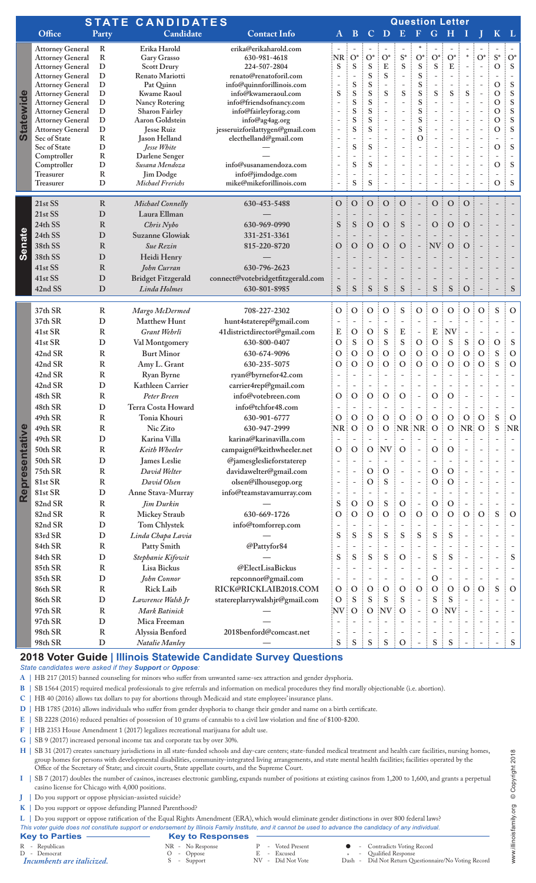| | Office | Party | Candidate | Contact Info | A | B | C | D | E | F | G | H | I | J | K | L |
|---|---|---|---|---|---|---|---|---|---|---|---|---|---|---|---|---|
| **Statewide** | Attorney General | R | Erika Harold | erika@erikaharold.com | - | - | - | - | - | * | - | - | - | - | - | - |
| | Attorney General | R | Gary Grasso | 630-981-4618 | NR | O* | O* | O* | S* | O* | O* | O* | * | O* | S* | O* |
| | Attorney General | D | Scott Drury | 224-507-2804 | S | S | S | E | S | S | S | E | - | - | O | S |
| | Attorney General | D | Renato Mariotti | renato@renatoforil.com | - | - | S | S | - | S | - | - | - | - | - | - |
| | Attorney General | D | Pat Quinn | info@quinnforillinois.com | - | S | S | - | - | S | - | - | - | - | O | S |
| | Attorney General | D | Kwame Raoul | info@kwameraoul.com | S | S | S | S | S | S | S | S | S | - | O | S |
| | Attorney General | D | Nancy Rotering | info@friendsofnancy.com | - | S | S | - | - | S | - | - | - | - | O | S |
| | Attorney General | D | Sharon Fairley | info@fairleyforag.com | - | S | S | - | - | S | - | - | - | - | O | S |
| | Attorney General | D | Aaron Goldstein | info@ag4ag.org | - | S | S | - | - | S | - | - | - | - | O | S |
| | Attorney General | D | Jesse Ruiz | jesseruizforilattygen@gmail.com | - | S | S | - | - | S | - | - | - | - | O | S |
| | Sec of State | R | Jason Helland | electhelland@gmail.com | - | - | - | - | - | O | - | - | - | - | - | - |
| | Sec of State | D | *Jesse White* | — | - | S | S | - | - | - | - | - | - | - | O | S |
| | Comptroller | R | Darlene Senger | | - | - | - | - | - | - | - | - | - | - | - | - |
| | Comptroller | D | *Susana Mendoza* | info@susanamendoza.com | - | S | S | - | - | - | - | - | - | - | O | S |
| | Treasurer | R | Jim Dodge | info@jimdodge.com | - | - | - | - | - | - | - | - | - | - | - | - |
| | Treasurer | D | *Michael Frerichs* | mike@mikeforillinois.com | - | S | S | - | - | - | - | - | - | - | O | S |
| **Senate** | 21st SS | R | *Michael Connelly* | 630-453-5488 | O | O | O | O | O | - | O | O | O | - | - | - |
| | 21st SS | D | Laura Ellman | | - | - | - | - | - | - | - | - | - | - | - | - |
| | 24th SS | R | *Chris Nybo* | 630-969-0990 | S | S | O | O | S | - | O | O | O | - | - | - |
| | 24th SS | D | Suzanne Glowiak | 331-251-3361 | - | - | - | - | - | - | - | - | - | - | - | - |
| | 38th SS | R | *Sue Rezin* | 815-220-8720 | O | O | O | O | O | - | NV | O | O | - | - | - |
| | 38th SS | D | Heidi Henry | — | - | - | - | - | - | - | - | - | - | - | - | - |
| | 41st SS | R | *John Curran* | 630-796-2623 | - | - | - | - | - | - | - | - | - | - | - | - |
| | 41st SS | D | Bridget Fitzgerald | connect@votebridgetfitzgerald.com | - | - | - | - | - | - | - | - | - | - | - | - |
| | 42nd SS | D | *Linda Holmes* | 630-801-8985 | S | S | S | S | S | - | S | S | O | - | - | S |
| **Representative** | 37th SR | R | *Margo McDermed* | 708-227-2302 | O | O | O | O | S | O | O | O | O | O | S | O |
| | 37th SR | D | Matthew Hunt | hunt4staterep@gmail.com | - | - | - | - | - | - | - | - | - | - | - | - |
| | 41st SR | R | *Grant Wehrli* | 41districtdirector@gmail.com | E | O | O | S | E | - | E | NV | - | - | - | - |
| | 41st SR | D | Val Montgomery | 630-800-0407 | O | S | O | S | S | O | O | S | S | O | O | S |
| | 42nd SR | R | Burt Minor | 630-674-9096 | O | O | O | O | O | O | O | O | O | O | S | O |
| | 42nd SR | R | Amy L. Grant | 630-235-5075 | O | O | O | O | O | O | O | O | O | O | S | O |
| | 42nd SR | R | Ryan Byrne | ryan@byrnefor42.com | - | - | - | - | - | - | - | - | - | - | - | - |
| | 42nd SR | D | Kathleen Carrier | carrier4rep@gmail.com | - | - | - | - | - | - | - | - | - | - | - | - |
| | 48th SR | R | *Peter Breen* | info@votebreen.com | O | O | O | O | O | - | O | O | - | - | - | - |
| | 48th SR | D | Terra Costa Howard | info@tchfor48.com | - | - | - | - | - | - | - | - | - | - | - | - |
| | 49th SR | R | Tonia Khouri | 630-901-6777 | O | O | O | O | O | O | O | O | O | O | S | O |
| | 49th SR | R | Nic Zito | 630-947-2999 | NR | O | O | O | NR | NR | O | O | NR | O | S | NR |
| | 49th SR | D | Karina Villa | karina@karinavilla.com | - | - | - | - | - | - | - | - | - | - | - | - |
| | 50th SR | R | *Keith Wheeler* | campaign@keithwheeler.net | O | O | O | NV | O | - | O | O | - | - | - | - |
| | 50th SR | D | James Leslie | @jamesleslieforstaterep | - | - | - | - | - | - | - | - | - | - | - | - |
| | 75th SR | R | *David Welter* | davidawelter@gmail.com | - | - | O | O | - | - | O | O | - | - | - | - |
| | 81st SR | R | *David Olsen* | olsen@ilhousegop.org | - | - | O | S | - | - | O | O | - | - | - | - |
| | 81st SR | D | Anne Stava-Murray | info@teamstavamurray.com | - | - | - | - | - | - | - | - | - | - | - | - |
| | 82nd SR | R | *Jim Durkin* | — | S | O | O | S | O | - | O | O | - | - | - | - |
| | 82nd SR | R | Mickey Straub | 630-669-1726 | O | O | O | O | O | O | O | O | O | O | S | O |
| | 82nd SR | D | Tom Chlystek | info@tomforrep.com | - | - | - | - | - | - | - | - | - | - | - | - |
| | 83rd SR | D | *Linda Chapa Lavia* | — | S | S | S | S | S | S | S | S | - | - | - | - |
| | 84th SR | R | Patty Smith | @Pattyfor84 | - | - | - | - | - | - | - | - | - | - | - | - |
| | 84th SR | D | *Stephanie Kifowit* | — | S | S | S | S | O | - | S | S | - | - | - | S |
| | 85th SR | R | Lisa Bickus | @ElectLisaBickus | - | - | - | - | - | - | - | - | - | - | - | - |
| | 85th SR | D | *John Connor* | repconnor@gmail.com | - | - | - | - | - | - | O | - | - | - | - | - |
| | 86th SR | R | Rick Laib | RICK@RICKLAIB2018.COM | O | O | O | O | O | O | O | O | O | O | S | O |
| | 86th SR | D | *Lawrence Walsh Jr* | statereplarrywalshjr@gmail.com | O | S | S | S | S | - | S | S | - | - | - | - |
| | 97th SR | R | *Mark Batinick* | — | NV | O | O | NV | O | - | O | NV | - | - | - | - |
| | 97th SR | D | Mica Freeman | — | - | - | - | - | - | - | - | - | - | - | - | - |
| | 98th SR | R | Alyssia Benford | 2018benford@comcast.net | - | - | - | - | - | - | - | - | - | - | - | - |
| | 98th SR | D | *Natalie Manley* | — | S | S | S | S | O | - | S | S | - | - | - | S |

## 2018 Voter Guide | Illinois Statewide Candidate Survey Questions

*State candidates were asked if they* ***Support*** *or* ***Oppose****:*

**A** | HB 217 (2015) banned counseling for minors who suffer from unwanted same-sex attraction and gender dysphoria.

**B** | SB 1564 (2015) required medical professionals to give referrals and information on medical procedures they find morally objectionable (i.e. abortion).

**C** | HB 40 (2016) allows tax dollars to pay for abortions through Medicaid and state employees' insurance plans.

**D** | HB 1785 (2016) allows individuals who suffer from gender dysphoria to change their gender and name on a birth certificate.

**E** | SB 2228 (2016) reduced penalties of possession of 10 grams of cannabis to a civil law violation and fine of $100-$200.

**F** | HB 2353 House Amendment 1 (2017) legalizes recreational marijuana for adult use.

**G** | SB 9 (2017) increased personal income tax and corporate tax by over 30%.

**H** | SB 31 (2017) creates sanctuary jurisdictions in all state-funded schools and day-care centers; state-funded medical treatment and health care facilities, nursing homes, group homes for persons with developmental disabilities, community-integrated living arrangements, and state mental health facilities; facilities operated by the Office of the Secretary of State; and circuit courts, State appellate courts, and the Supreme Court.

**I** | SB 7 (2017) doubles the number of casinos, increases electronic gambling, expands number of positions at existing casinos from 1,200 to 1,600, and grants a perpetual casino license for Chicago with 4,000 positions.

**J** | Do you support or oppose physician-assisted suicide?

**K** | Do you support or oppose defunding Planned Parenthood?

**L** | Do you support or oppose ratification of the Equal Rights Amendment (ERA), which would eliminate gender distinctions in over 800 federal laws?

*This voter guide does not constitute support or endorsement by Illinois Family Institute, and it cannot be used to advance the candidacy of any individual.*

**Key to Parties**
- R - Republican
- D - Democrat
- *Incumbents are italicized.*

**Key to Responses**
- NR - No Response
- O - Oppose
- S - Support
- P - Voted Present
- E - Excused
- NV - Did Not Vote
- ● - Contradicts Voting Record
- * - Qualified Response
- Dash - Did Not Return Questionnaire/No Voting Record

www.illinoisfamily.org © Copyright 2018